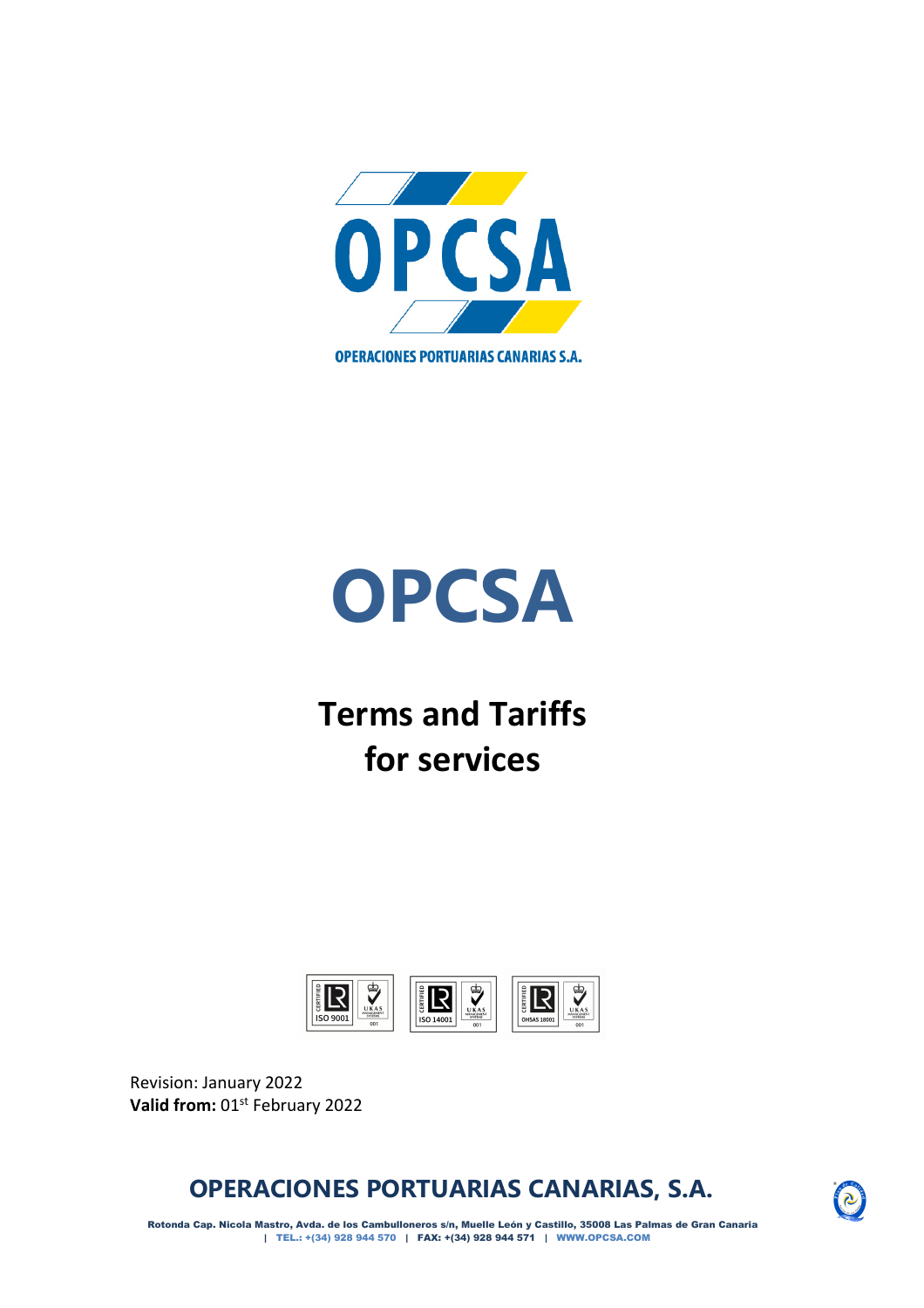OPCSA

OPERACIONES PORTUARIAS CANARIAS S.A.

# OPCSA

## Terms and Tariffs for services

Revision: January 2022
**Valid from:** 01st February 2022

## OPERACIONES PORTUARIAS CANARIAS, S.A.

Rotonda Cap. Nicola Mastro, Avda. de los Cambulloneros s/n, Muelle León y Castillo, 35008 Las Palmas de Gran Canaria | TEL.: +(34) 928 944 570 | FAX: +(34) 928 944 571 | WWW.OPCSA.COM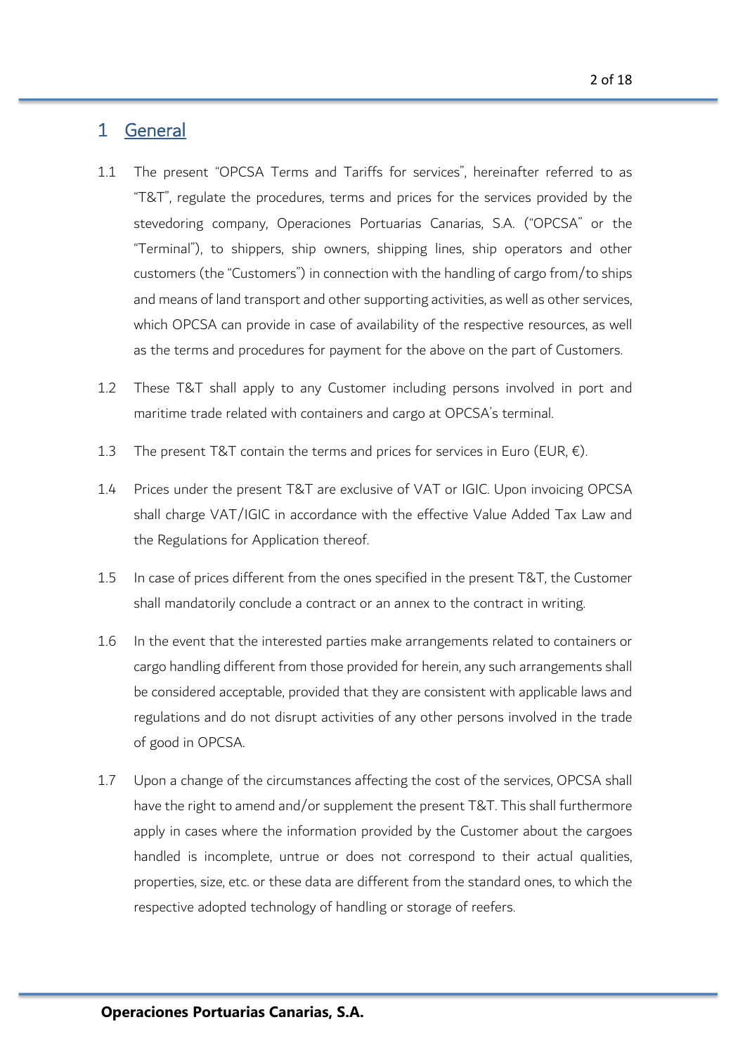# 1 General

1.1 The present "OPCSA Terms and Tariffs for services", hereinafter referred to as "T&T", regulate the procedures, terms and prices for the services provided by the stevedoring company, Operaciones Portuarias Canarias, S.A. ("OPCSA" or the "Terminal"), to shippers, ship owners, shipping lines, ship operators and other customers (the "Customers") in connection with the handling of cargo from/to ships and means of land transport and other supporting activities, as well as other services, which OPCSA can provide in case of availability of the respective resources, as well as the terms and procedures for payment for the above on the part of Customers.

1.2 These T&T shall apply to any Customer including persons involved in port and maritime trade related with containers and cargo at OPCSA's terminal.

1.3 The present T&T contain the terms and prices for services in Euro (EUR, €).

1.4 Prices under the present T&T are exclusive of VAT or IGIC. Upon invoicing OPCSA shall charge VAT/IGIC in accordance with the effective Value Added Tax Law and the Regulations for Application thereof.

1.5 In case of prices different from the ones specified in the present T&T, the Customer shall mandatorily conclude a contract or an annex to the contract in writing.

1.6 In the event that the interested parties make arrangements related to containers or cargo handling different from those provided for herein, any such arrangements shall be considered acceptable, provided that they are consistent with applicable laws and regulations and do not disrupt activities of any other persons involved in the trade of good in OPCSA.

1.7 Upon a change of the circumstances affecting the cost of the services, OPCSA shall have the right to amend and/or supplement the present T&T. This shall furthermore apply in cases where the information provided by the Customer about the cargoes handled is incomplete, untrue or does not correspond to their actual qualities, properties, size, etc. or these data are different from the standard ones, to which the respective adopted technology of handling or storage of reefers.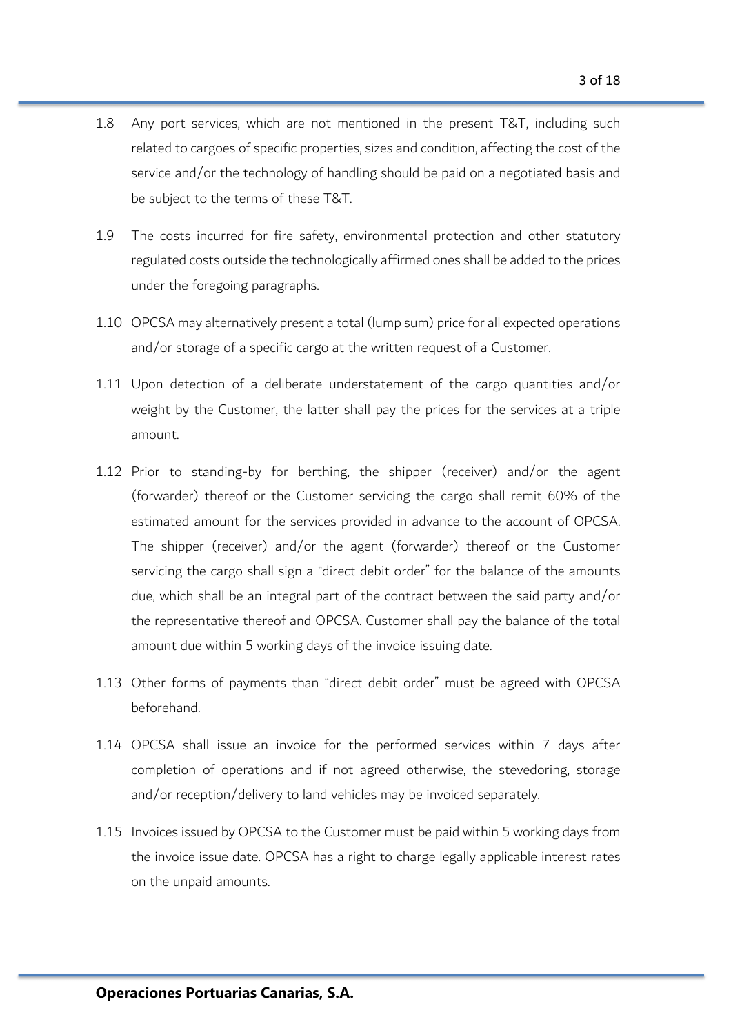1.8 Any port services, which are not mentioned in the present T&T, including such related to cargoes of specific properties, sizes and condition, affecting the cost of the service and/or the technology of handling should be paid on a negotiated basis and be subject to the terms of these T&T.

1.9 The costs incurred for fire safety, environmental protection and other statutory regulated costs outside the technologically affirmed ones shall be added to the prices under the foregoing paragraphs.

1.10 OPCSA may alternatively present a total (lump sum) price for all expected operations and/or storage of a specific cargo at the written request of a Customer.

1.11 Upon detection of a deliberate understatement of the cargo quantities and/or weight by the Customer, the latter shall pay the prices for the services at a triple amount.

1.12 Prior to standing-by for berthing, the shipper (receiver) and/or the agent (forwarder) thereof or the Customer servicing the cargo shall remit 60% of the estimated amount for the services provided in advance to the account of OPCSA. The shipper (receiver) and/or the agent (forwarder) thereof or the Customer servicing the cargo shall sign a "direct debit order" for the balance of the amounts due, which shall be an integral part of the contract between the said party and/or the representative thereof and OPCSA. Customer shall pay the balance of the total amount due within 5 working days of the invoice issuing date.

1.13 Other forms of payments than "direct debit order" must be agreed with OPCSA beforehand.

1.14 OPCSA shall issue an invoice for the performed services within 7 days after completion of operations and if not agreed otherwise, the stevedoring, storage and/or reception/delivery to land vehicles may be invoiced separately.

1.15 Invoices issued by OPCSA to the Customer must be paid within 5 working days from the invoice issue date. OPCSA has a right to charge legally applicable interest rates on the unpaid amounts.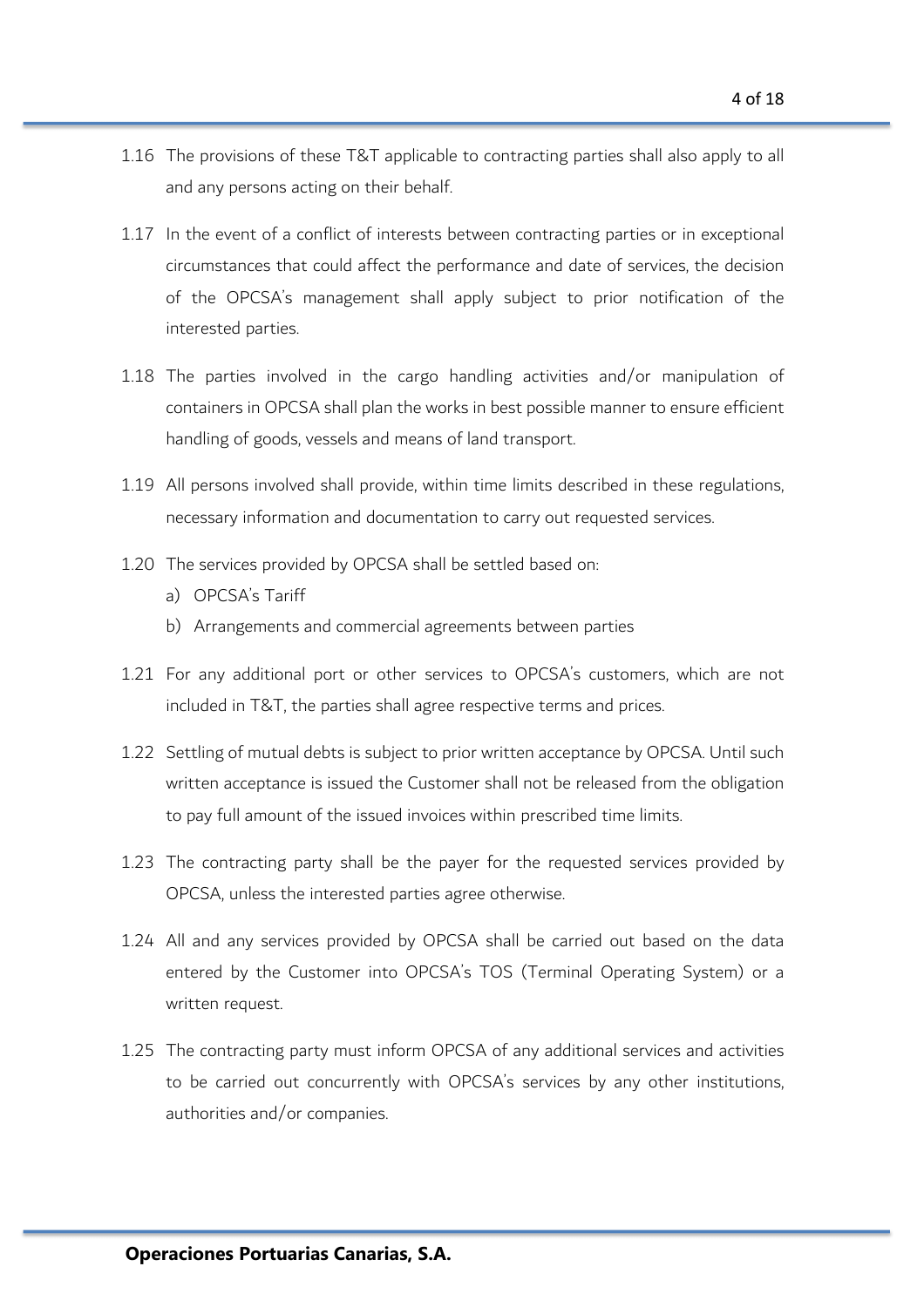1.16 The provisions of these T&T applicable to contracting parties shall also apply to all and any persons acting on their behalf.

1.17 In the event of a conflict of interests between contracting parties or in exceptional circumstances that could affect the performance and date of services, the decision of the OPCSA's management shall apply subject to prior notification of the interested parties.

1.18 The parties involved in the cargo handling activities and/or manipulation of containers in OPCSA shall plan the works in best possible manner to ensure efficient handling of goods, vessels and means of land transport.

1.19 All persons involved shall provide, within time limits described in these regulations, necessary information and documentation to carry out requested services.

1.20 The services provided by OPCSA shall be settled based on:

   a) OPCSA's Tariff
   b) Arrangements and commercial agreements between parties

1.21 For any additional port or other services to OPCSA's customers, which are not included in T&T, the parties shall agree respective terms and prices.

1.22 Settling of mutual debts is subject to prior written acceptance by OPCSA. Until such written acceptance is issued the Customer shall not be released from the obligation to pay full amount of the issued invoices within prescribed time limits.

1.23 The contracting party shall be the payer for the requested services provided by OPCSA, unless the interested parties agree otherwise.

1.24 All and any services provided by OPCSA shall be carried out based on the data entered by the Customer into OPCSA's TOS (Terminal Operating System) or a written request.

1.25 The contracting party must inform OPCSA of any additional services and activities to be carried out concurrently with OPCSA's services by any other institutions, authorities and/or companies.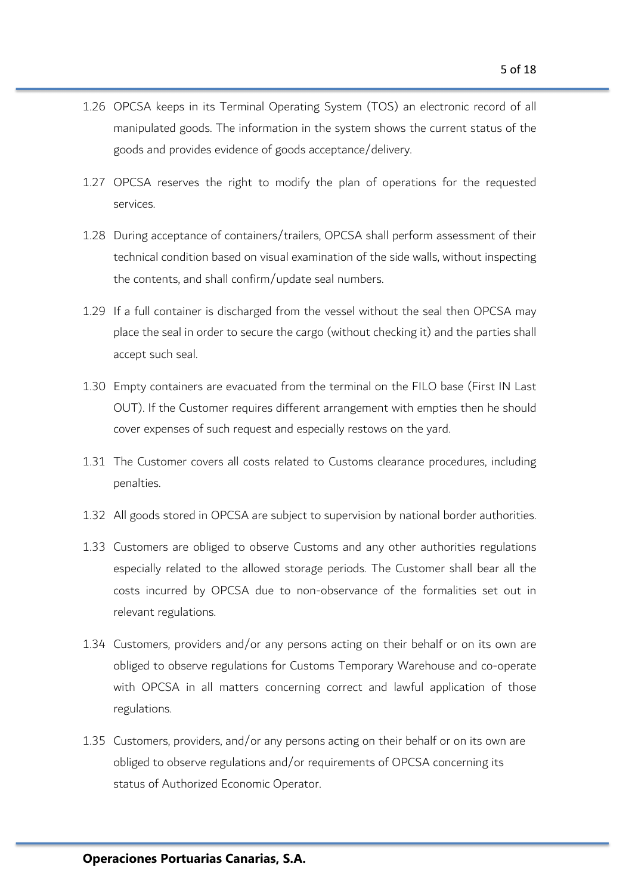1.26 OPCSA keeps in its Terminal Operating System (TOS) an electronic record of all manipulated goods. The information in the system shows the current status of the goods and provides evidence of goods acceptance/delivery.

1.27 OPCSA reserves the right to modify the plan of operations for the requested services.

1.28 During acceptance of containers/trailers, OPCSA shall perform assessment of their technical condition based on visual examination of the side walls, without inspecting the contents, and shall confirm/update seal numbers.

1.29 If a full container is discharged from the vessel without the seal then OPCSA may place the seal in order to secure the cargo (without checking it) and the parties shall accept such seal.

1.30 Empty containers are evacuated from the terminal on the FILO base (First IN Last OUT). If the Customer requires different arrangement with empties then he should cover expenses of such request and especially restows on the yard.

1.31 The Customer covers all costs related to Customs clearance procedures, including penalties.

1.32 All goods stored in OPCSA are subject to supervision by national border authorities.

1.33 Customers are obliged to observe Customs and any other authorities regulations especially related to the allowed storage periods. The Customer shall bear all the costs incurred by OPCSA due to non-observance of the formalities set out in relevant regulations.

1.34 Customers, providers and/or any persons acting on their behalf or on its own are obliged to observe regulations for Customs Temporary Warehouse and co-operate with OPCSA in all matters concerning correct and lawful application of those regulations.

1.35 Customers, providers, and/or any persons acting on their behalf or on its own are obliged to observe regulations and/or requirements of OPCSA concerning its status of Authorized Economic Operator.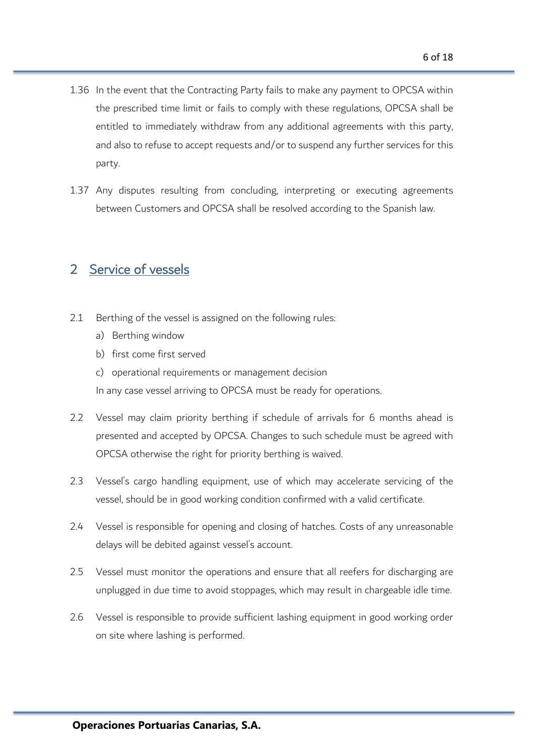1.36 In the event that the Contracting Party fails to make any payment to OPCSA within the prescribed time limit or fails to comply with these regulations, OPCSA shall be entitled to immediately withdraw from any additional agreements with this party, and also to refuse to accept requests and/or to suspend any further services for this party.

1.37 Any disputes resulting from concluding, interpreting or executing agreements between Customers and OPCSA shall be resolved according to the Spanish law.

# 2 Service of vessels

2.1 Berthing of the vessel is assigned on the following rules:

a) Berthing window

b) first come first served

c) operational requirements or management decision

In any case vessel arriving to OPCSA must be ready for operations.

2.2 Vessel may claim priority berthing if schedule of arrivals for 6 months ahead is presented and accepted by OPCSA. Changes to such schedule must be agreed with OPCSA otherwise the right for priority berthing is waived.

2.3 Vessel's cargo handling equipment, use of which may accelerate servicing of the vessel, should be in good working condition confirmed with a valid certificate.

2.4 Vessel is responsible for opening and closing of hatches. Costs of any unreasonable delays will be debited against vessel's account.

2.5 Vessel must monitor the operations and ensure that all reefers for discharging are unplugged in due time to avoid stoppages, which may result in chargeable idle time.

2.6 Vessel is responsible to provide sufficient lashing equipment in good working order on site where lashing is performed.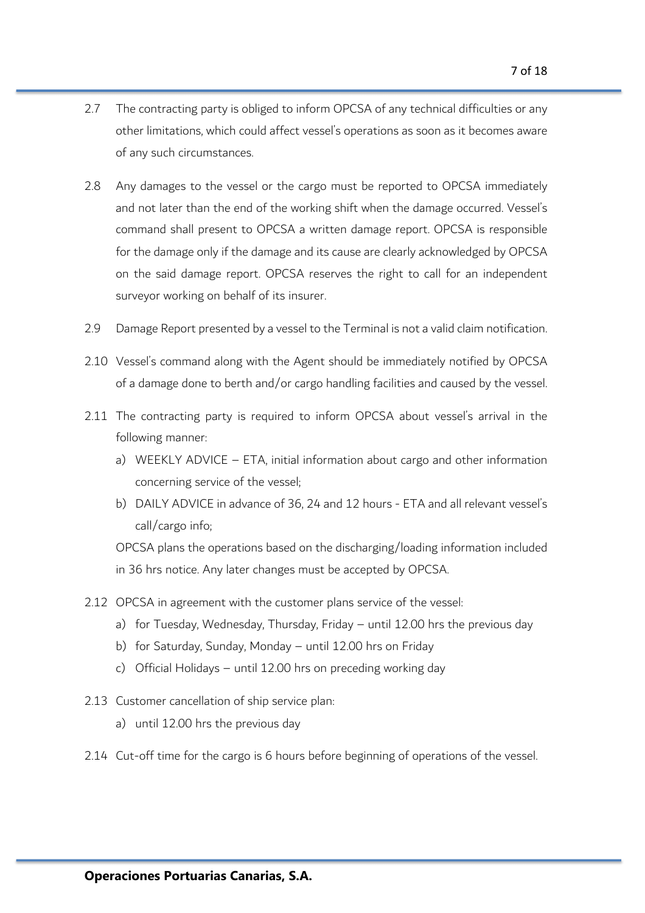2.7 The contracting party is obliged to inform OPCSA of any technical difficulties or any other limitations, which could affect vessel's operations as soon as it becomes aware of any such circumstances.

2.8 Any damages to the vessel or the cargo must be reported to OPCSA immediately and not later than the end of the working shift when the damage occurred. Vessel's command shall present to OPCSA a written damage report. OPCSA is responsible for the damage only if the damage and its cause are clearly acknowledged by OPCSA on the said damage report. OPCSA reserves the right to call for an independent surveyor working on behalf of its insurer.

2.9 Damage Report presented by a vessel to the Terminal is not a valid claim notification.

2.10 Vessel's command along with the Agent should be immediately notified by OPCSA of a damage done to berth and/or cargo handling facilities and caused by the vessel.

2.11 The contracting party is required to inform OPCSA about vessel's arrival in the following manner:

a) WEEKLY ADVICE – ETA, initial information about cargo and other information concerning service of the vessel;

b) DAILY ADVICE in advance of 36, 24 and 12 hours - ETA and all relevant vessel's call/cargo info;

OPCSA plans the operations based on the discharging/loading information included in 36 hrs notice. Any later changes must be accepted by OPCSA.

2.12 OPCSA in agreement with the customer plans service of the vessel:

a) for Tuesday, Wednesday, Thursday, Friday – until 12.00 hrs the previous day

b) for Saturday, Sunday, Monday – until 12.00 hrs on Friday

c) Official Holidays – until 12.00 hrs on preceding working day

2.13 Customer cancellation of ship service plan:

a) until 12.00 hrs the previous day

2.14 Cut-off time for the cargo is 6 hours before beginning of operations of the vessel.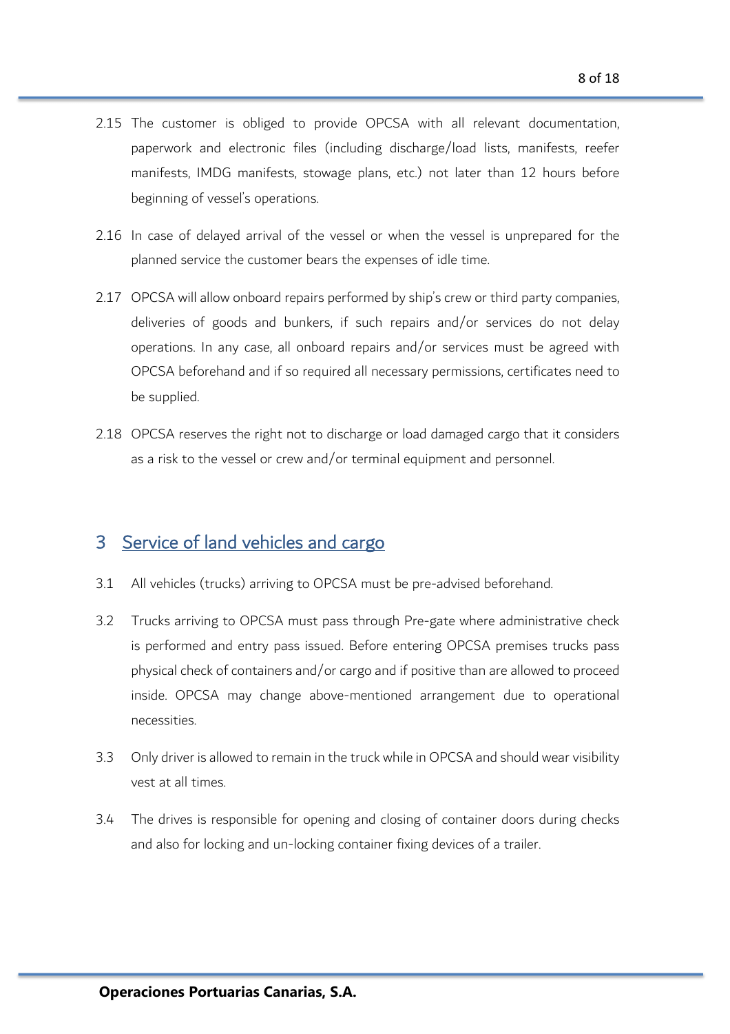2.15 The customer is obliged to provide OPCSA with all relevant documentation, paperwork and electronic files (including discharge/load lists, manifests, reefer manifests, IMDG manifests, stowage plans, etc.) not later than 12 hours before beginning of vessel's operations.

2.16 In case of delayed arrival of the vessel or when the vessel is unprepared for the planned service the customer bears the expenses of idle time.

2.17 OPCSA will allow onboard repairs performed by ship's crew or third party companies, deliveries of goods and bunkers, if such repairs and/or services do not delay operations. In any case, all onboard repairs and/or services must be agreed with OPCSA beforehand and if so required all necessary permissions, certificates need to be supplied.

2.18 OPCSA reserves the right not to discharge or load damaged cargo that it considers as a risk to the vessel or crew and/or terminal equipment and personnel.

## 3 Service of land vehicles and cargo

3.1 All vehicles (trucks) arriving to OPCSA must be pre-advised beforehand.

3.2 Trucks arriving to OPCSA must pass through Pre-gate where administrative check is performed and entry pass issued. Before entering OPCSA premises trucks pass physical check of containers and/or cargo and if positive than are allowed to proceed inside. OPCSA may change above-mentioned arrangement due to operational necessities.

3.3 Only driver is allowed to remain in the truck while in OPCSA and should wear visibility vest at all times.

3.4 The drives is responsible for opening and closing of container doors during checks and also for locking and un-locking container fixing devices of a trailer.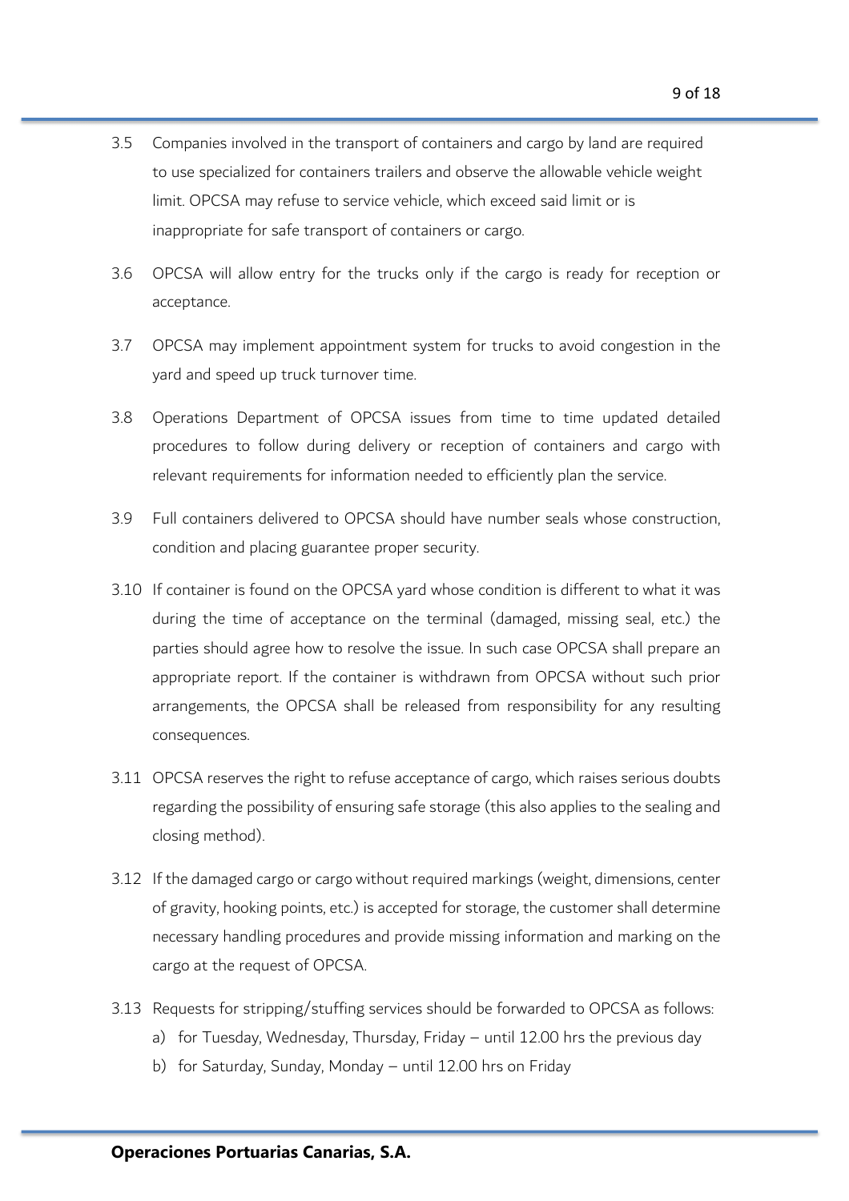3.5 Companies involved in the transport of containers and cargo by land are required to use specialized for containers trailers and observe the allowable vehicle weight limit. OPCSA may refuse to service vehicle, which exceed said limit or is inappropriate for safe transport of containers or cargo.

3.6 OPCSA will allow entry for the trucks only if the cargo is ready for reception or acceptance.

3.7 OPCSA may implement appointment system for trucks to avoid congestion in the yard and speed up truck turnover time.

3.8 Operations Department of OPCSA issues from time to time updated detailed procedures to follow during delivery or reception of containers and cargo with relevant requirements for information needed to efficiently plan the service.

3.9 Full containers delivered to OPCSA should have number seals whose construction, condition and placing guarantee proper security.

3.10 If container is found on the OPCSA yard whose condition is different to what it was during the time of acceptance on the terminal (damaged, missing seal, etc.) the parties should agree how to resolve the issue. In such case OPCSA shall prepare an appropriate report. If the container is withdrawn from OPCSA without such prior arrangements, the OPCSA shall be released from responsibility for any resulting consequences.

3.11 OPCSA reserves the right to refuse acceptance of cargo, which raises serious doubts regarding the possibility of ensuring safe storage (this also applies to the sealing and closing method).

3.12 If the damaged cargo or cargo without required markings (weight, dimensions, center of gravity, hooking points, etc.) is accepted for storage, the customer shall determine necessary handling procedures and provide missing information and marking on the cargo at the request of OPCSA.

3.13 Requests for stripping/stuffing services should be forwarded to OPCSA as follows:

a) for Tuesday, Wednesday, Thursday, Friday – until 12.00 hrs the previous day

b) for Saturday, Sunday, Monday – until 12.00 hrs on Friday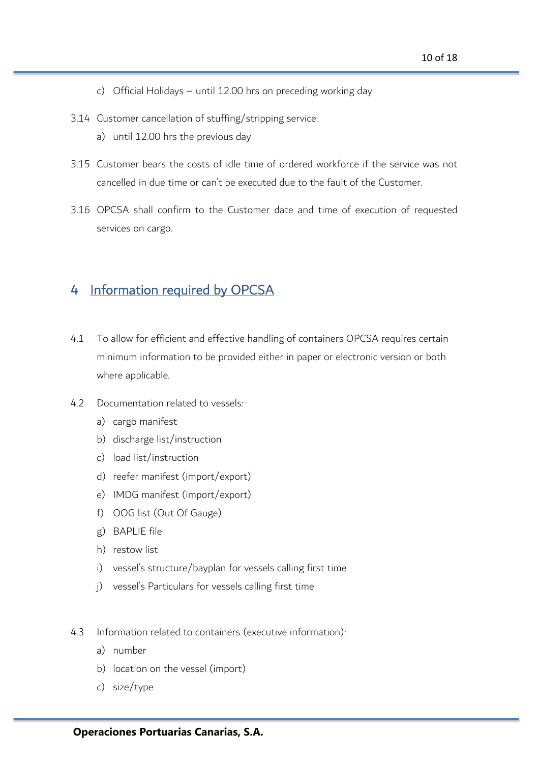c) Official Holidays – until 12.00 hrs on preceding working day

3.14 Customer cancellation of stuffing/stripping service:

a) until 12.00 hrs the previous day

3.15 Customer bears the costs of idle time of ordered workforce if the service was not cancelled in due time or can't be executed due to the fault of the Customer.

3.16 OPCSA shall confirm to the Customer date and time of execution of requested services on cargo.

# 4 Information required by OPCSA

4.1 To allow for efficient and effective handling of containers OPCSA requires certain minimum information to be provided either in paper or electronic version or both where applicable.

4.2 Documentation related to vessels:

a) cargo manifest
b) discharge list/instruction
c) load list/instruction
d) reefer manifest (import/export)
e) IMDG manifest (import/export)
f) OOG list (Out Of Gauge)
g) BAPLIE file
h) restow list
i) vessel's structure/bayplan for vessels calling first time
j) vessel's Particulars for vessels calling first time

4.3 Information related to containers (executive information):

a) number
b) location on the vessel (import)
c) size/type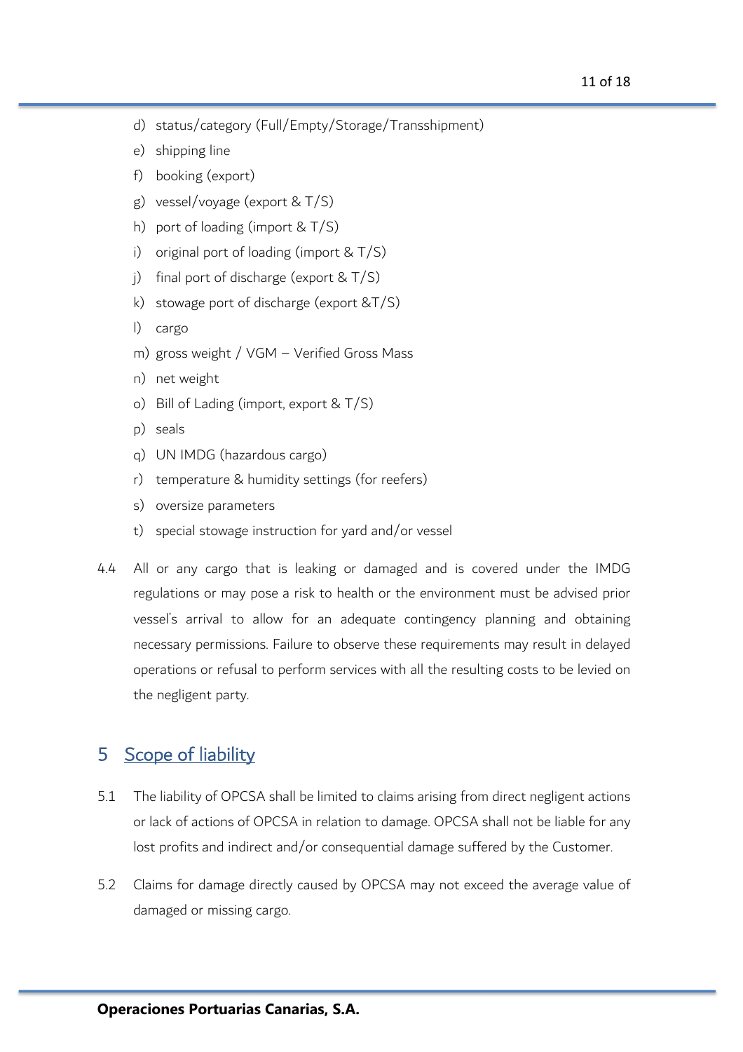d) status/category (Full/Empty/Storage/Transshipment)

e) shipping line

f) booking (export)

g) vessel/voyage (export & T/S)

h) port of loading (import & T/S)

i) original port of loading (import & T/S)

j) final port of discharge (export & T/S)

k) stowage port of discharge (export &T/S)

l) cargo

m) gross weight / VGM – Verified Gross Mass

n) net weight

o) Bill of Lading (import, export & T/S)

p) seals

q) UN IMDG (hazardous cargo)

r) temperature & humidity settings (for reefers)

s) oversize parameters

t) special stowage instruction for yard and/or vessel

4.4 All or any cargo that is leaking or damaged and is covered under the IMDG regulations or may pose a risk to health or the environment must be advised prior vessel's arrival to allow for an adequate contingency planning and obtaining necessary permissions. Failure to observe these requirements may result in delayed operations or refusal to perform services with all the resulting costs to be levied on the negligent party.

## 5 Scope of liability

5.1 The liability of OPCSA shall be limited to claims arising from direct negligent actions or lack of actions of OPCSA in relation to damage. OPCSA shall not be liable for any lost profits and indirect and/or consequential damage suffered by the Customer.

5.2 Claims for damage directly caused by OPCSA may not exceed the average value of damaged or missing cargo.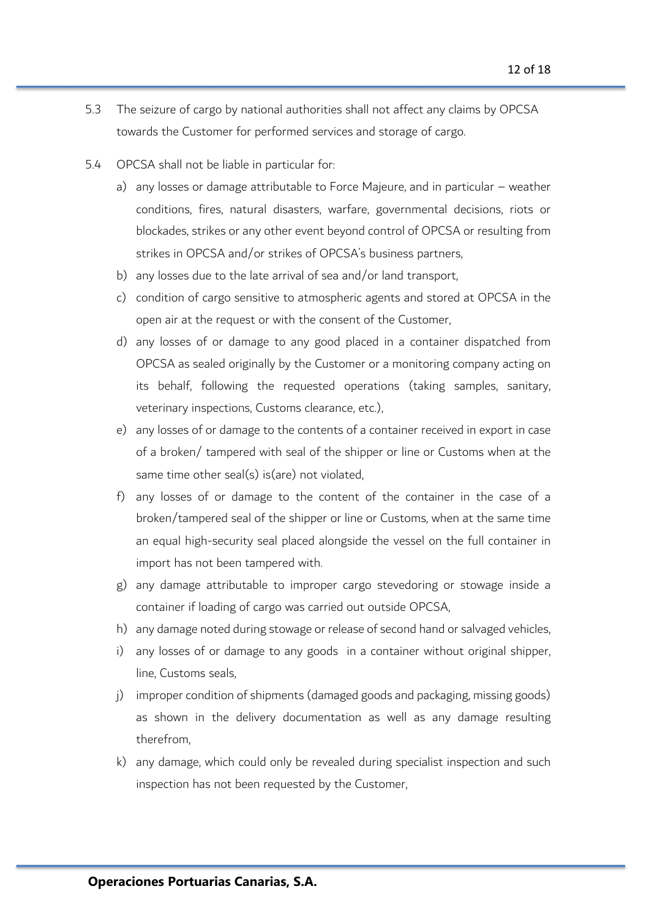5.3 The seizure of cargo by national authorities shall not affect any claims by OPCSA towards the Customer for performed services and storage of cargo.

5.4 OPCSA shall not be liable in particular for:

a) any losses or damage attributable to Force Majeure, and in particular – weather conditions, fires, natural disasters, warfare, governmental decisions, riots or blockades, strikes or any other event beyond control of OPCSA or resulting from strikes in OPCSA and/or strikes of OPCSA's business partners,

b) any losses due to the late arrival of sea and/or land transport,

c) condition of cargo sensitive to atmospheric agents and stored at OPCSA in the open air at the request or with the consent of the Customer,

d) any losses of or damage to any good placed in a container dispatched from OPCSA as sealed originally by the Customer or a monitoring company acting on its behalf, following the requested operations (taking samples, sanitary, veterinary inspections, Customs clearance, etc.),

e) any losses of or damage to the contents of a container received in export in case of a broken/ tampered with seal of the shipper or line or Customs when at the same time other seal(s) is(are) not violated,

f) any losses of or damage to the content of the container in the case of a broken/tampered seal of the shipper or line or Customs, when at the same time an equal high-security seal placed alongside the vessel on the full container in import has not been tampered with.

g) any damage attributable to improper cargo stevedoring or stowage inside a container if loading of cargo was carried out outside OPCSA,

h) any damage noted during stowage or release of second hand or salvaged vehicles,

i) any losses of or damage to any goods in a container without original shipper, line, Customs seals,

j) improper condition of shipments (damaged goods and packaging, missing goods) as shown in the delivery documentation as well as any damage resulting therefrom,

k) any damage, which could only be revealed during specialist inspection and such inspection has not been requested by the Customer,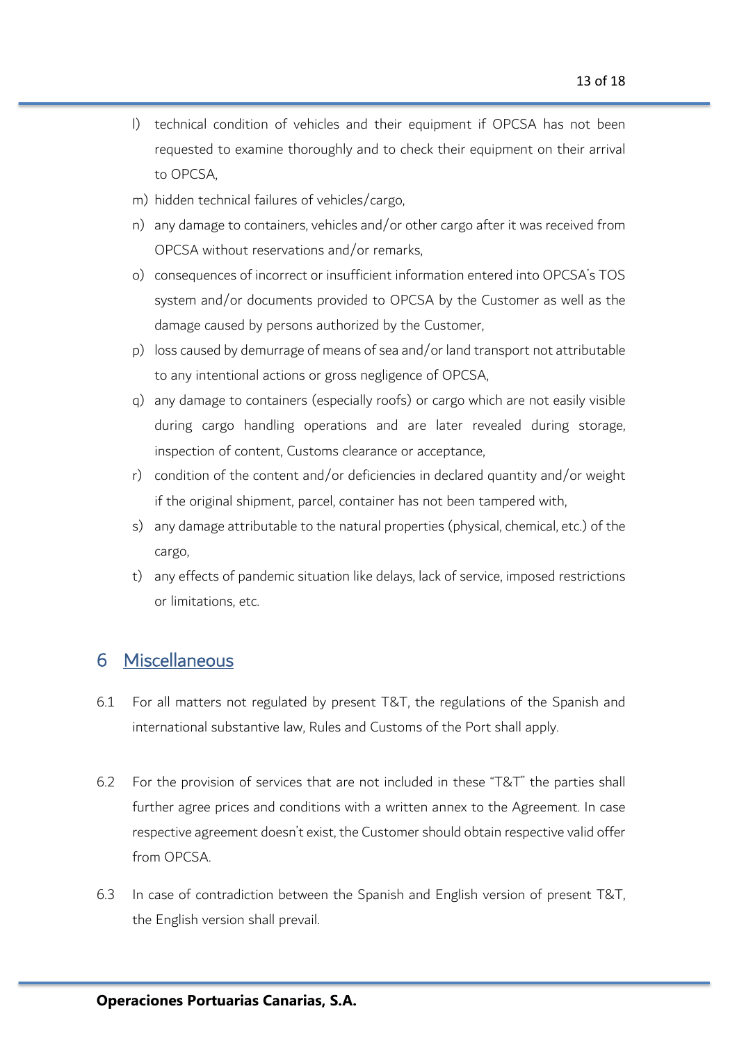l) technical condition of vehicles and their equipment if OPCSA has not been requested to examine thoroughly and to check their equipment on their arrival to OPCSA,

m) hidden technical failures of vehicles/cargo,

n) any damage to containers, vehicles and/or other cargo after it was received from OPCSA without reservations and/or remarks,

o) consequences of incorrect or insufficient information entered into OPCSA's TOS system and/or documents provided to OPCSA by the Customer as well as the damage caused by persons authorized by the Customer,

p) loss caused by demurrage of means of sea and/or land transport not attributable to any intentional actions or gross negligence of OPCSA,

q) any damage to containers (especially roofs) or cargo which are not easily visible during cargo handling operations and are later revealed during storage, inspection of content, Customs clearance or acceptance,

r) condition of the content and/or deficiencies in declared quantity and/or weight if the original shipment, parcel, container has not been tampered with,

s) any damage attributable to the natural properties (physical, chemical, etc.) of the cargo,

t) any effects of pandemic situation like delays, lack of service, imposed restrictions or limitations, etc.

# 6 Miscellaneous

6.1 For all matters not regulated by present T&T, the regulations of the Spanish and international substantive law, Rules and Customs of the Port shall apply.

6.2 For the provision of services that are not included in these "T&T" the parties shall further agree prices and conditions with a written annex to the Agreement. In case respective agreement doesn't exist, the Customer should obtain respective valid offer from OPCSA.

6.3 In case of contradiction between the Spanish and English version of present T&T, the English version shall prevail.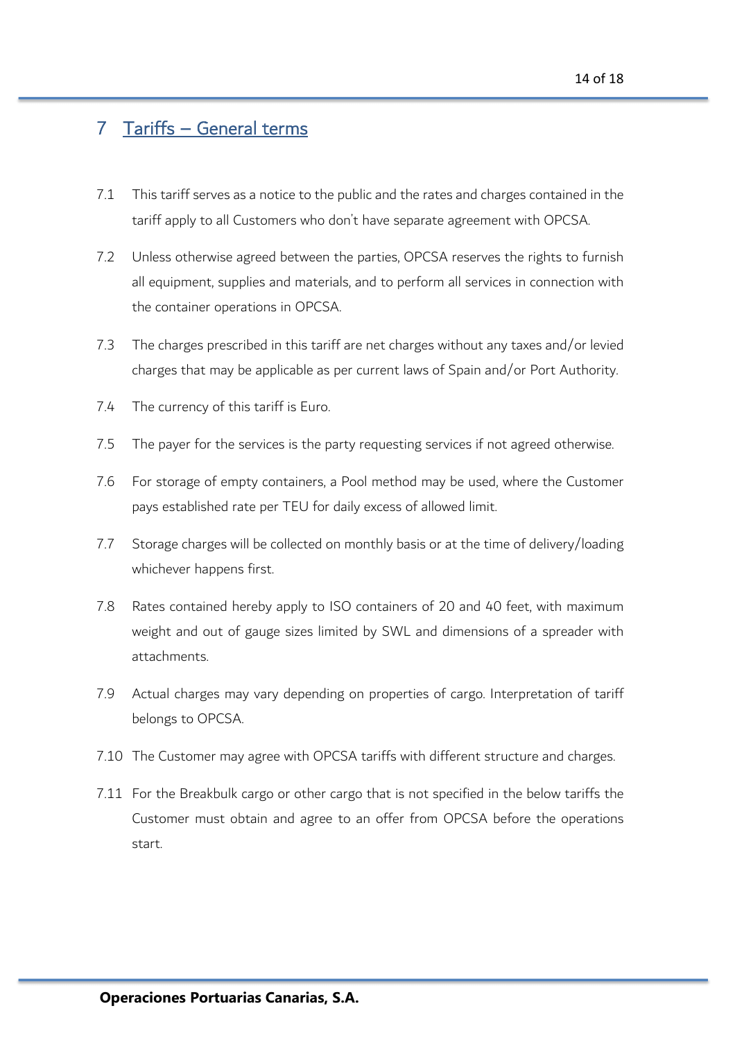# 7 Tariffs – General terms

7.1 This tariff serves as a notice to the public and the rates and charges contained in the tariff apply to all Customers who don't have separate agreement with OPCSA.

7.2 Unless otherwise agreed between the parties, OPCSA reserves the rights to furnish all equipment, supplies and materials, and to perform all services in connection with the container operations in OPCSA.

7.3 The charges prescribed in this tariff are net charges without any taxes and/or levied charges that may be applicable as per current laws of Spain and/or Port Authority.

7.4 The currency of this tariff is Euro.

7.5 The payer for the services is the party requesting services if not agreed otherwise.

7.6 For storage of empty containers, a Pool method may be used, where the Customer pays established rate per TEU for daily excess of allowed limit.

7.7 Storage charges will be collected on monthly basis or at the time of delivery/loading whichever happens first.

7.8 Rates contained hereby apply to ISO containers of 20 and 40 feet, with maximum weight and out of gauge sizes limited by SWL and dimensions of a spreader with attachments.

7.9 Actual charges may vary depending on properties of cargo. Interpretation of tariff belongs to OPCSA.

7.10 The Customer may agree with OPCSA tariffs with different structure and charges.

7.11 For the Breakbulk cargo or other cargo that is not specified in the below tariffs the Customer must obtain and agree to an offer from OPCSA before the operations start.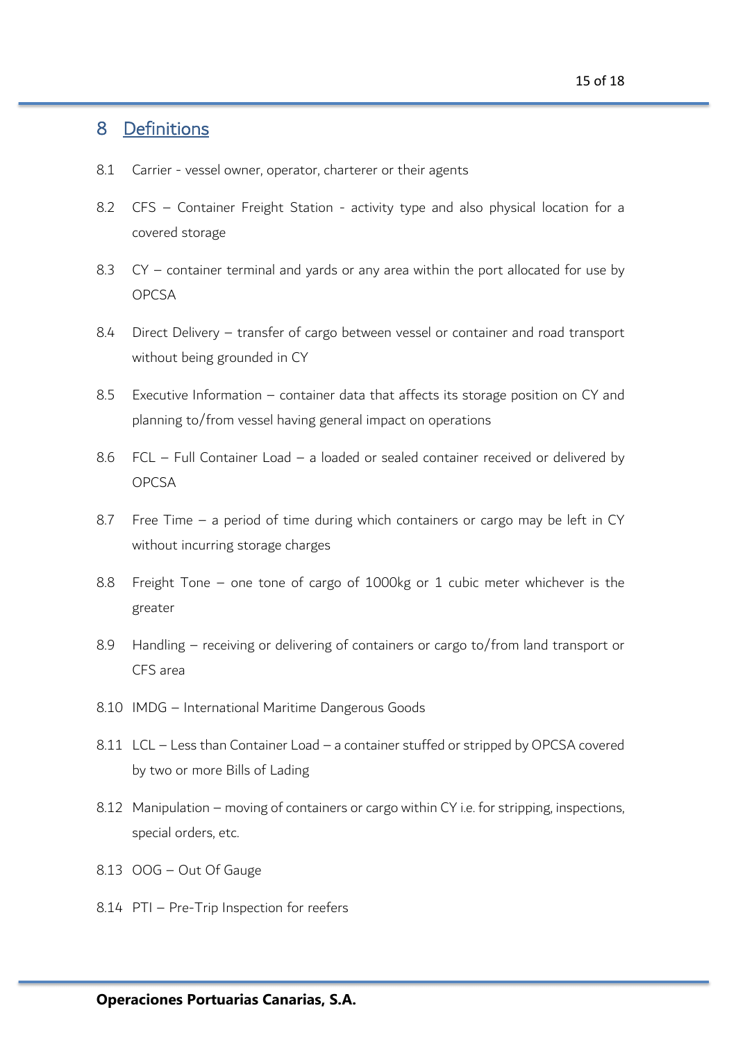# 8 Definitions

8.1 Carrier - vessel owner, operator, charterer or their agents

8.2 CFS – Container Freight Station - activity type and also physical location for a covered storage

8.3 CY – container terminal and yards or any area within the port allocated for use by OPCSA

8.4 Direct Delivery – transfer of cargo between vessel or container and road transport without being grounded in CY

8.5 Executive Information – container data that affects its storage position on CY and planning to/from vessel having general impact on operations

8.6 FCL – Full Container Load – a loaded or sealed container received or delivered by OPCSA

8.7 Free Time – a period of time during which containers or cargo may be left in CY without incurring storage charges

8.8 Freight Tone – one tone of cargo of 1000kg or 1 cubic meter whichever is the greater

8.9 Handling – receiving or delivering of containers or cargo to/from land transport or CFS area

8.10 IMDG – International Maritime Dangerous Goods

8.11 LCL – Less than Container Load – a container stuffed or stripped by OPCSA covered by two or more Bills of Lading

8.12 Manipulation – moving of containers or cargo within CY i.e. for stripping, inspections, special orders, etc.

8.13 OOG – Out Of Gauge

8.14 PTI – Pre-Trip Inspection for reefers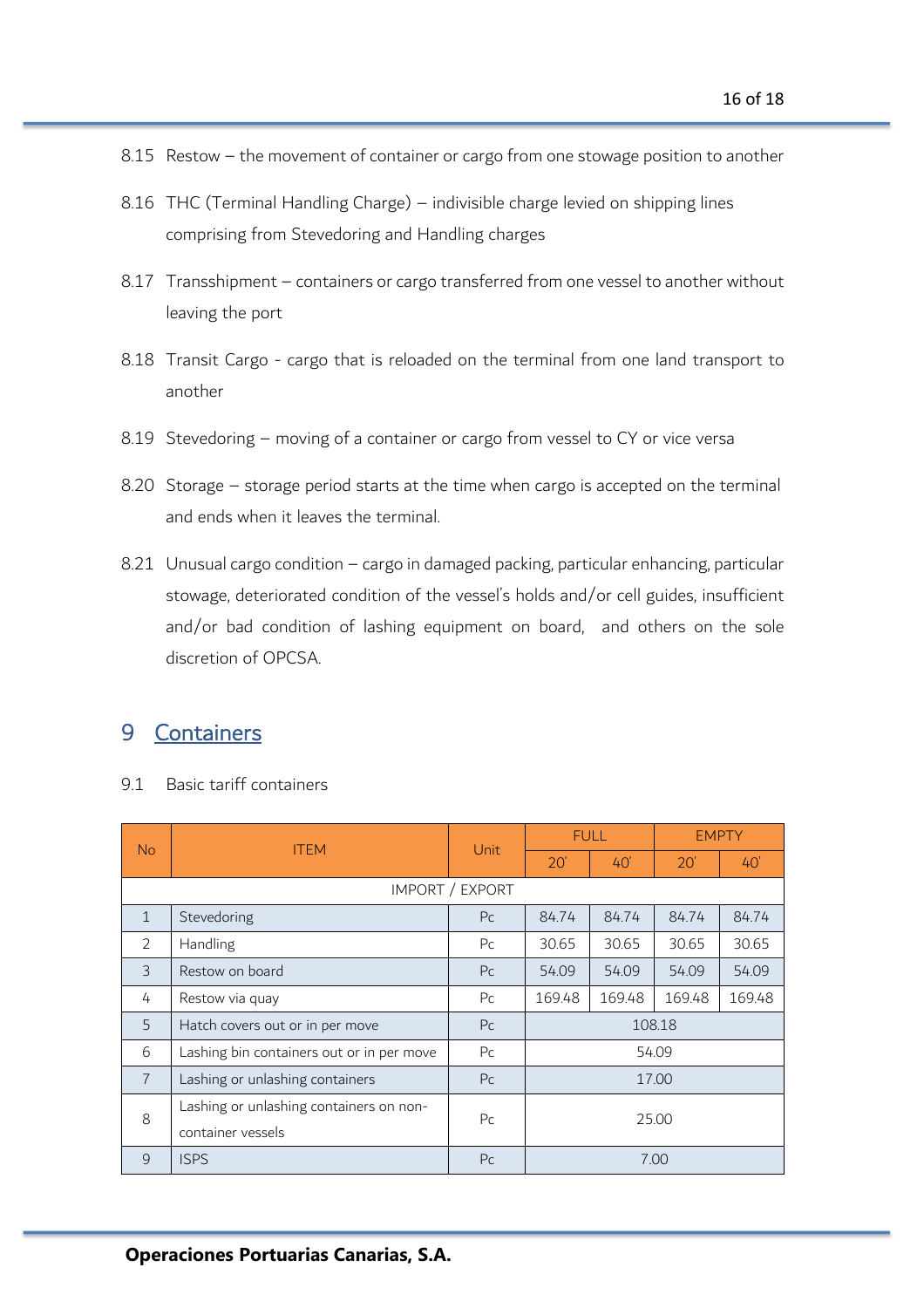8.15 Restow – the movement of container or cargo from one stowage position to another

8.16 THC (Terminal Handling Charge) – indivisible charge levied on shipping lines comprising from Stevedoring and Handling charges

8.17 Transshipment – containers or cargo transferred from one vessel to another without leaving the port

8.18 Transit Cargo - cargo that is reloaded on the terminal from one land transport to another

8.19 Stevedoring – moving of a container or cargo from vessel to CY or vice versa

8.20 Storage – storage period starts at the time when cargo is accepted on the terminal and ends when it leaves the terminal.

8.21 Unusual cargo condition – cargo in damaged packing, particular enhancing, particular stowage, deteriorated condition of the vessel's holds and/or cell guides, insufficient and/or bad condition of lashing equipment on board, and others on the sole discretion of OPCSA.

# 9 Containers

9.1 Basic tariff containers

| No | ITEM | Unit | FULL | | EMPTY | |
|---|---|---|---|---|---|---|
| | | | 20' | 40' | 20' | 40' |
| IMPORT / EXPORT | | | | | | |
| 1 | Stevedoring | Pc | 84.74 | 84.74 | 84.74 | 84.74 |
| 2 | Handling | Pc | 30.65 | 30.65 | 30.65 | 30.65 |
| 3 | Restow on board | Pc | 54.09 | 54.09 | 54.09 | 54.09 |
| 4 | Restow via quay | Pc | 169.48 | 169.48 | 169.48 | 169.48 |
| 5 | Hatch covers out or in per move | Pc | 108.18 | | | |
| 6 | Lashing bin containers out or in per move | Pc | 54.09 | | | |
| 7 | Lashing or unlashing containers | Pc | 17.00 | | | |
| 8 | Lashing or unlashing containers on non-container vessels | Pc | 25.00 | | | |
| 9 | ISPS | Pc | 7.00 | | | |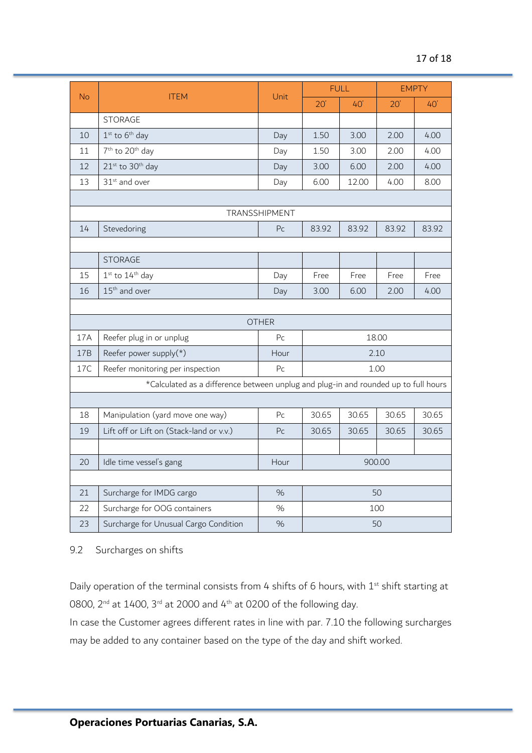| No | ITEM | Unit | FULL | | EMPTY | |
|---|---|---|---|---|---|---|
| | | | 20' | 40' | 20' | 40' |
| | STORAGE | | | | | |
| 10 | 1st to 6th day | Day | 1.50 | 3.00 | 2.00 | 4.00 |
| 11 | 7th to 20th day | Day | 1.50 | 3.00 | 2.00 | 4.00 |
| 12 | 21st to 30th day | Day | 3.00 | 6.00 | 2.00 | 4.00 |
| 13 | 31st and over | Day | 6.00 | 12.00 | 4.00 | 8.00 |
| | | | | | | |
| | TRANSSHIPMENT | | | | | |
| 14 | Stevedoring | Pc | 83.92 | 83.92 | 83.92 | 83.92 |
| | | | | | | |
| | STORAGE | | | | | |
| 15 | 1st to 14th day | Day | Free | Free | Free | Free |
| 16 | 15th and over | Day | 3.00 | 6.00 | 2.00 | 4.00 |
| | | | | | | |
| | OTHER | | | | | |
| 17A | Reefer plug in or unplug | Pc | 18.00 | | | |
| 17B | Reefer power supply(*) | Hour | 2.10 | | | |
| 17C | Reefer monitoring per inspection | Pc | 1.00 | | | |
| | *Calculated as a difference between unplug and plug-in and rounded up to full hours | | | | | |
| | | | | | | |
| 18 | Manipulation (yard move one way) | Pc | 30.65 | 30.65 | 30.65 | 30.65 |
| 19 | Lift off or Lift on (Stack-land or v.v.) | Pc | 30.65 | 30.65 | 30.65 | 30.65 |
| | | | | | | |
| 20 | Idle time vessel's gang | Hour | 900.00 | | | |
| | | | | | | |
| 21 | Surcharge for IMDG cargo | % | 50 | | | |
| 22 | Surcharge for OOG containers | % | 100 | | | |
| 23 | Surcharge for Unusual Cargo Condition | % | 50 | | | |

## 9.2 Surcharges on shifts

Daily operation of the terminal consists from 4 shifts of 6 hours, with 1st shift starting at 0800, 2nd at 1400, 3rd at 2000 and 4th at 0200 of the following day.

In case the Customer agrees different rates in line with par. 7.10 the following surcharges may be added to any container based on the type of the day and shift worked.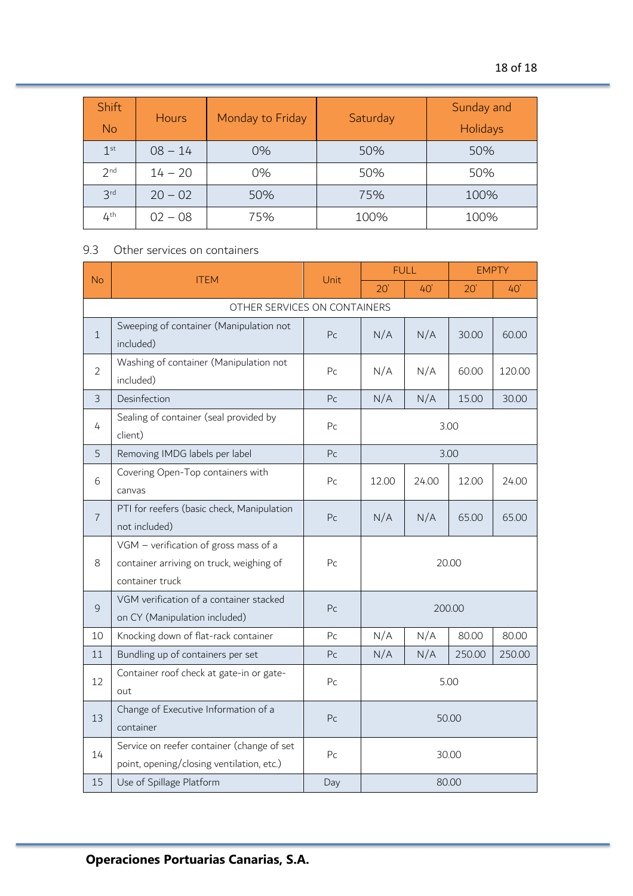| Shift No | Hours | Monday to Friday | Saturday | Sunday and Holidays |
|---|---|---|---|---|
| 1st | 08 – 14 | 0% | 50% | 50% |
| 2nd | 14 – 20 | 0% | 50% | 50% |
| 3rd | 20 – 02 | 50% | 75% | 100% |
| 4th | 02 – 08 | 75% | 100% | 100% |

## 9.3 Other services on containers

| No | ITEM | Unit | FULL | | EMPTY | |
|---|---|---|---|---|---|---|
| | | | 20' | 40' | 20' | 40' |
| | OTHER SERVICES ON CONTAINERS | | | | | |
| 1 | Sweeping of container (Manipulation not included) | Pc | N/A | N/A | 30.00 | 60.00 |
| 2 | Washing of container (Manipulation not included) | Pc | N/A | N/A | 60.00 | 120.00 |
| 3 | Desinfection | Pc | N/A | N/A | 15.00 | 30.00 |
| 4 | Sealing of container (seal provided by client) | Pc | 3.00 | | | |
| 5 | Removing IMDG labels per label | Pc | 3.00 | | | |
| 6 | Covering Open-Top containers with canvas | Pc | 12.00 | 24.00 | 12.00 | 24.00 |
| 7 | PTI for reefers (basic check, Manipulation not included) | Pc | N/A | N/A | 65.00 | 65.00 |
| 8 | VGM – verification of gross mass of a container arriving on truck, weighing of container truck | Pc | 20.00 | | | |
| 9 | VGM verification of a container stacked on CY (Manipulation included) | Pc | 200.00 | | | |
| 10 | Knocking down of flat-rack container | Pc | N/A | N/A | 80.00 | 80.00 |
| 11 | Bundling up of containers per set | Pc | N/A | N/A | 250.00 | 250.00 |
| 12 | Container roof check at gate-in or gate-out | Pc | 5.00 | | | |
| 13 | Change of Executive Information of a container | Pc | 50.00 | | | |
| 14 | Service on reefer container (change of set point, opening/closing ventilation, etc.) | Pc | 30.00 | | | |
| 15 | Use of Spillage Platform | Day | 80.00 | | | |

**Operaciones Portuarias Canarias, S.A.**